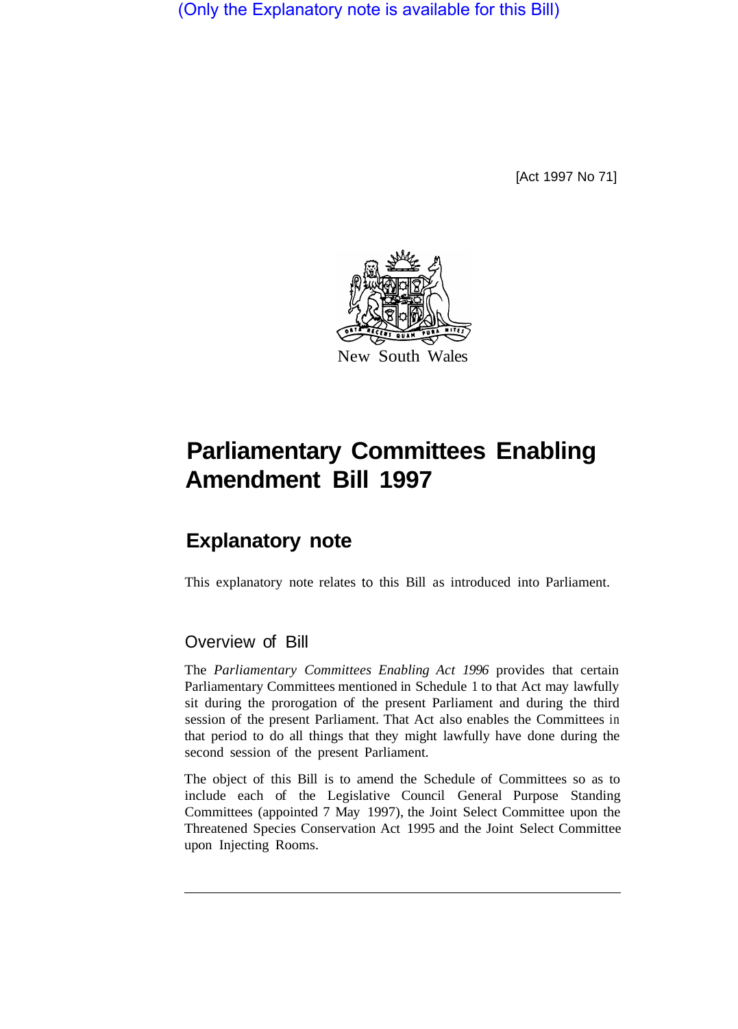(Only the Explanatory note is available for this Bill)

[Act 1997 No 71]

New South Wales

# Parliamentary Committees Enabling Amendment Bill 1997

## Explanatory note

This explanatory note relates to this Bill as introduced into Parliament.

### Overview of Bill

The *Parliamentary Committees Enabling Act 1996* provides that certain Parliamentary Committees mentioned in Schedule 1 to that Act may lawfully sit during the prorogation of the present Parliament and during the third session of the present Parliament. That Act also enables the Committees in that period to do all things that they might lawfully have done during the second session of the present Parliament.

The object of this Bill is to amend the Schedule of Committees so as to include each of the Legislative Council General Purpose Standing Committees (appointed 7 May 1997), the Joint Select Committee upon the Threatened Species Conservation Act 1995 and the Joint Select Committee upon Injecting Rooms.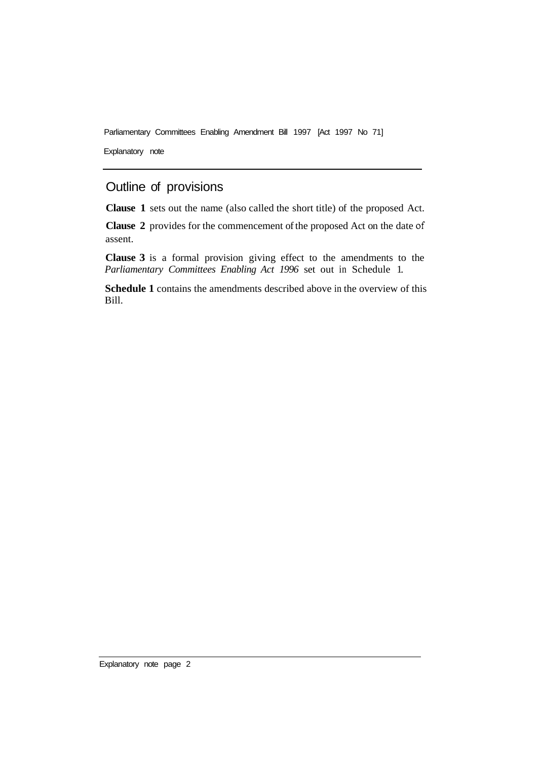## Outline of provisions

**Clause 1** sets out the name (also called the short title) of the proposed Act.

**Clause 2** provides for the commencement of the proposed Act on the date of assent.

**Clause 3** is a formal provision giving effect to the amendments to the *Parliamentary Committees Enabling Act 1996* set out in Schedule 1.

**Schedule 1** contains the amendments described above in the overview of this Bill.